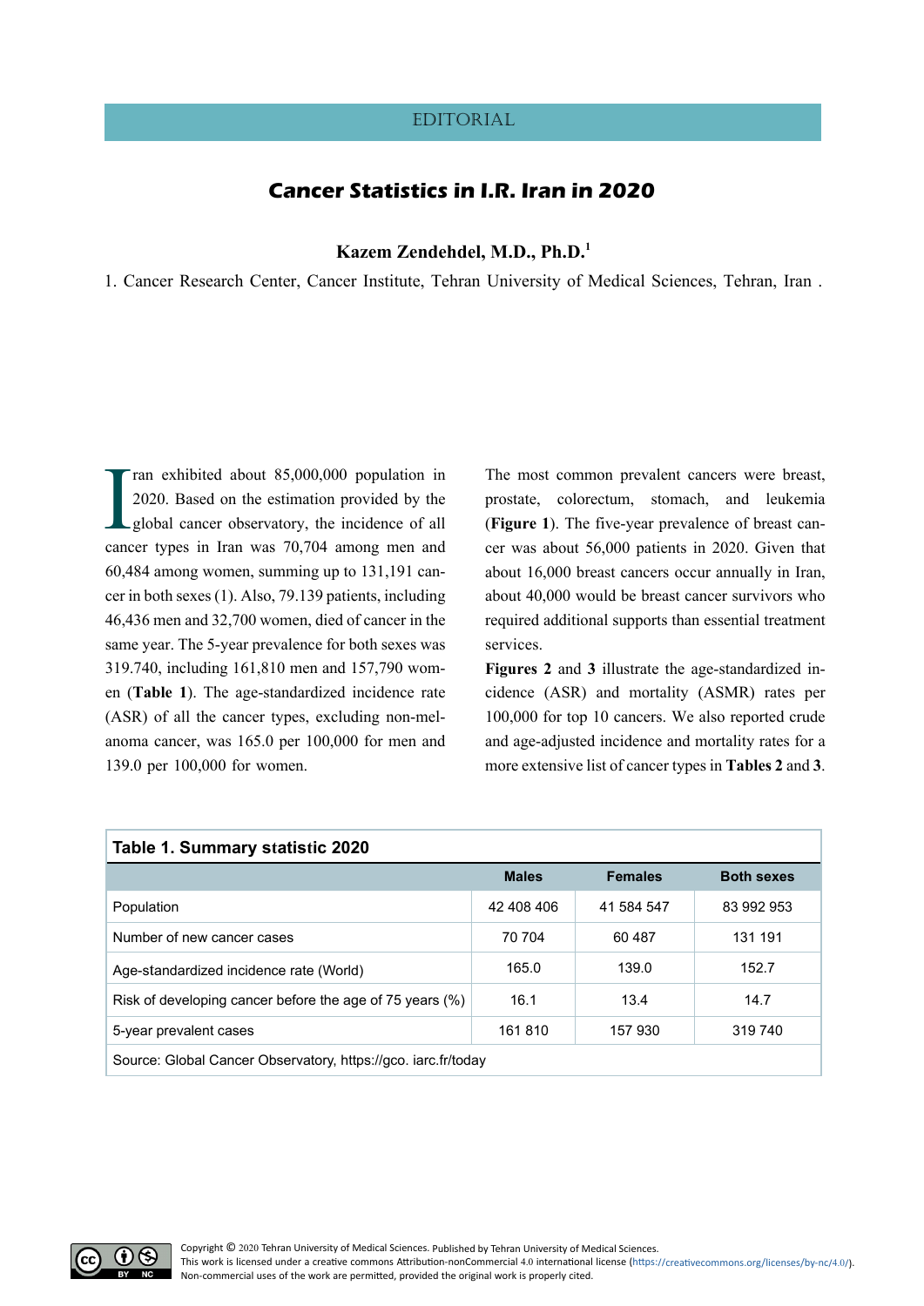EDITORIAL

# Cancer Statistics in I.R. Iran in 2020

**Kazem Zendehdel, M.D., Ph.D.**[1]

1. Cancer Research Center, Cancer Institute, Tehran University of Medical Sciences, Tehran, Iran .

Iran exhibited about 85,000,000 population in 2020. Based on the estimation provided by the global cancer observatory, the incidence of all cancer types in Iran was 70,704 among men and 60,484 among women, summing up to 131,191 cancer in both sexes (1). Also, 79.139 patients, including 46,436 men and 32,700 women, died of cancer in the same year. The 5-year prevalence for both sexes was 319.740, including 161,810 men and 157,790 women (**Table 1**). The age-standardized incidence rate (ASR) of all the cancer types, excluding non-melanoma cancer, was 165.0 per 100,000 for men and 139.0 per 100,000 for women.

The most common prevalent cancers were breast, prostate, colorectum, stomach, and leukemia (**Figure 1**). The five-year prevalence of breast cancer was about 56,000 patients in 2020. Given that about 16,000 breast cancers occur annually in Iran, about 40,000 would be breast cancer survivors who required additional supports than essential treatment services.

**Figures 2** and **3** illustrate the age-standardized incidence (ASR) and mortality (ASMR) rates per 100,000 for top 10 cancers. We also reported crude and age-adjusted incidence and mortality rates for a more extensive list of cancer types in **Tables 2** and **3**.

**Table 1. Summary statistic 2020**

| | Males | Females | Both sexes |
|---|---|---|---|
| Population | 42 408 406 | 41 584 547 | 83 992 953 |
| Number of new cancer cases | 70 704 | 60 487 | 131 191 |
| Age-standardized incidence rate (World) | 165.0 | 139.0 | 152.7 |
| Risk of developing cancer before the age of 75 years (%) | 16.1 | 13.4 | 14.7 |
| 5-year prevalent cases | 161 810 | 157 930 | 319 740 |

Source: Global Cancer Observatory, https://gco. iarc.fr/today

Copyright © 2020 Tehran University of Medical Sciences. Published by Tehran University of Medical Sciences.
This work is licensed under a creative commons Attribution-nonCommercial 4.0 international license (https://creativecommons.org/licenses/by-nc/4.0/).
Non-commercial uses of the work are permitted, provided the original work is properly cited.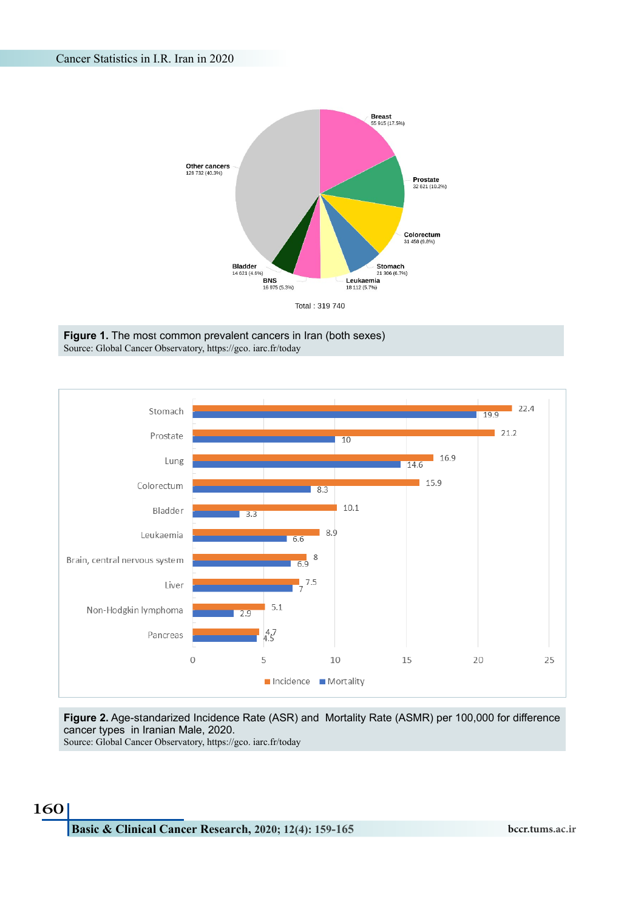**Figure 1.** The most common prevalent cancers in Iran (both sexes)
Source: Global Cancer Observatory, https://gco. iarc.fr/today

**Figure 2.** Age-standarized Incidence Rate (ASR) and Mortality Rate (ASMR) per 100,000 for difference cancer types in Iranian Male, 2020.
Source: Global Cancer Observatory, https://gco. iarc.fr/today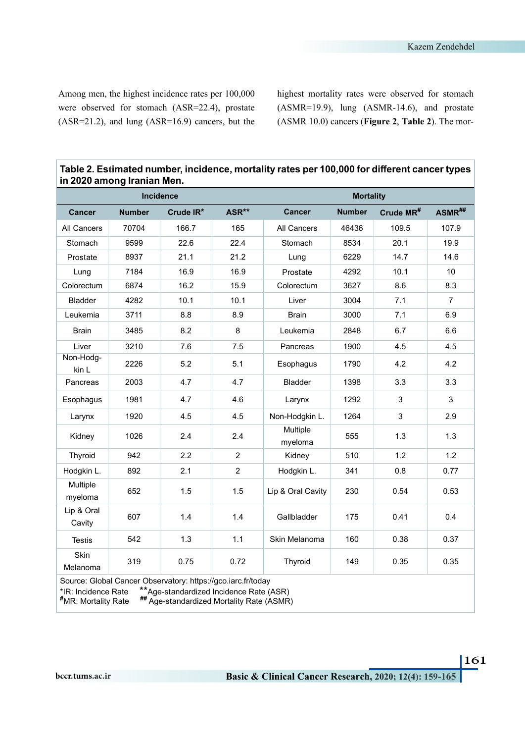Among men, the highest incidence rates per 100,000 were observed for stomach (ASR=22.4), prostate (ASR=21.2), and lung (ASR=16.9) cancers, but the highest mortality rates were observed for stomach (ASMR=19.9), lung (ASMR-14.6), and prostate (ASMR 10.0) cancers (**Figure 2**, **Table 2**). The mor-

**Table 2. Estimated number, incidence, mortality rates per 100,000 for different cancer types in 2020 among Iranian Men.**

| Incidence | | | | Mortality | | | |
|---|---|---|---|---|---|---|---|
| Cancer | Number | Crude IR* | ASR** | Cancer | Number | Crude MR# | ASMR## |
| All Cancers | 70704 | 166.7 | 165 | All Cancers | 46436 | 109.5 | 107.9 |
| Stomach | 9599 | 22.6 | 22.4 | Stomach | 8534 | 20.1 | 19.9 |
| Prostate | 8937 | 21.1 | 21.2 | Lung | 6229 | 14.7 | 14.6 |
| Lung | 7184 | 16.9 | 16.9 | Prostate | 4292 | 10.1 | 10 |
| Colorectum | 6874 | 16.2 | 15.9 | Colorectum | 3627 | 8.6 | 8.3 |
| Bladder | 4282 | 10.1 | 10.1 | Liver | 3004 | 7.1 | 7 |
| Leukemia | 3711 | 8.8 | 8.9 | Brain | 3000 | 7.1 | 6.9 |
| Brain | 3485 | 8.2 | 8 | Leukemia | 2848 | 6.7 | 6.6 |
| Liver | 3210 | 7.6 | 7.5 | Pancreas | 1900 | 4.5 | 4.5 |
| Non-Hodgkin L | 2226 | 5.2 | 5.1 | Esophagus | 1790 | 4.2 | 4.2 |
| Pancreas | 2003 | 4.7 | 4.7 | Bladder | 1398 | 3.3 | 3.3 |
| Esophagus | 1981 | 4.7 | 4.6 | Larynx | 1292 | 3 | 3 |
| Larynx | 1920 | 4.5 | 4.5 | Non-Hodgkin L. | 1264 | 3 | 2.9 |
| Kidney | 1026 | 2.4 | 2.4 | Multiple myeloma | 555 | 1.3 | 1.3 |
| Thyroid | 942 | 2.2 | 2 | Kidney | 510 | 1.2 | 1.2 |
| Hodgkin L. | 892 | 2.1 | 2 | Hodgkin L. | 341 | 0.8 | 0.77 |
| Multiple myeloma | 652 | 1.5 | 1.5 | Lip & Oral Cavity | 230 | 0.54 | 0.53 |
| Lip & Oral Cavity | 607 | 1.4 | 1.4 | Gallbladder | 175 | 0.41 | 0.4 |
| Testis | 542 | 1.3 | 1.1 | Skin Melanoma | 160 | 0.38 | 0.37 |
| Skin Melanoma | 319 | 0.75 | 0.72 | Thyroid | 149 | 0.35 | 0.35 |

Source: Global Cancer Observatory: https://gco.iarc.fr/today
*IR: Incidence Rate  **Age-standardized Incidence Rate (ASR)
#MR: Mortality Rate  ## Age-standardized Mortality Rate (ASMR)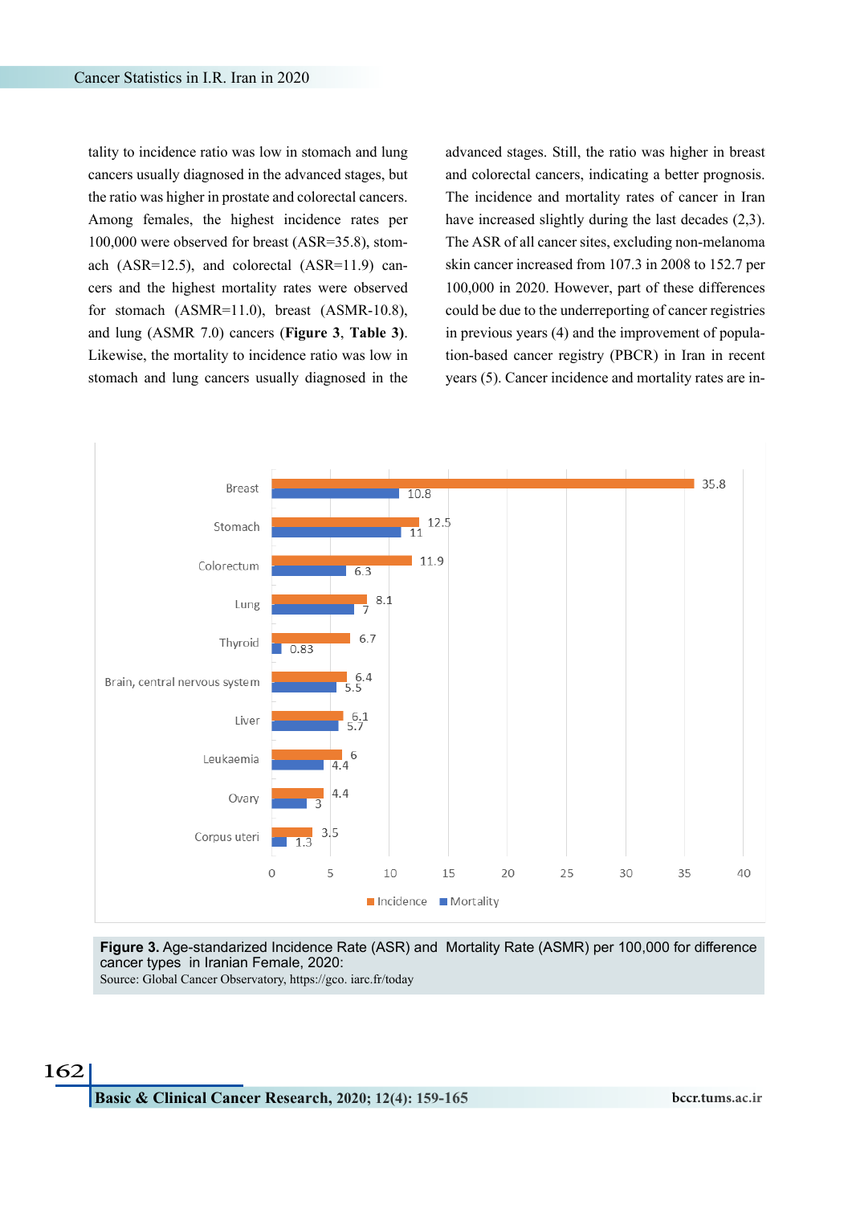tality to incidence ratio was low in stomach and lung cancers usually diagnosed in the advanced stages, but the ratio was higher in prostate and colorectal cancers. Among females, the highest incidence rates per 100,000 were observed for breast (ASR=35.8), stomach (ASR=12.5), and colorectal (ASR=11.9) cancers and the highest mortality rates were observed for stomach (ASMR=11.0), breast (ASMR-10.8), and lung (ASMR 7.0) cancers (**Figure 3**, **Table 3)**. Likewise, the mortality to incidence ratio was low in stomach and lung cancers usually diagnosed in the advanced stages. Still, the ratio was higher in breast and colorectal cancers, indicating a better prognosis. The incidence and mortality rates of cancer in Iran have increased slightly during the last decades (2,3). The ASR of all cancer sites, excluding non-melanoma skin cancer increased from 107.3 in 2008 to 152.7 per 100,000 in 2020. However, part of these differences could be due to the underreporting of cancer registries in previous years (4) and the improvement of population-based cancer registry (PBCR) in Iran in recent years (5). Cancer incidence and mortality rates are in-

| Cancer type | Incidence | Mortality |
|---|---|---|
| Breast | 35.8 | 10.8 |
| Stomach | 12.5 | 11 |
| Colorectum | 11.9 | 6.3 |
| Lung | 8.1 | 7 |
| Thyroid | 6.7 | 0.83 |
| Brain, central nervous system | 6.4 | 5.5 |
| Liver | 6.1 | 5.7 |
| Leukaemia | 6 | 4.4 |
| Ovary | 4.4 | 3 |
| Corpus uteri | 3.5 | 1.3 |

**Figure 3.** Age-standarized Incidence Rate (ASR) and Mortality Rate (ASMR) per 100,000 for difference cancer types in Iranian Female, 2020:
Source: Global Cancer Observatory, https://gco. iarc.fr/today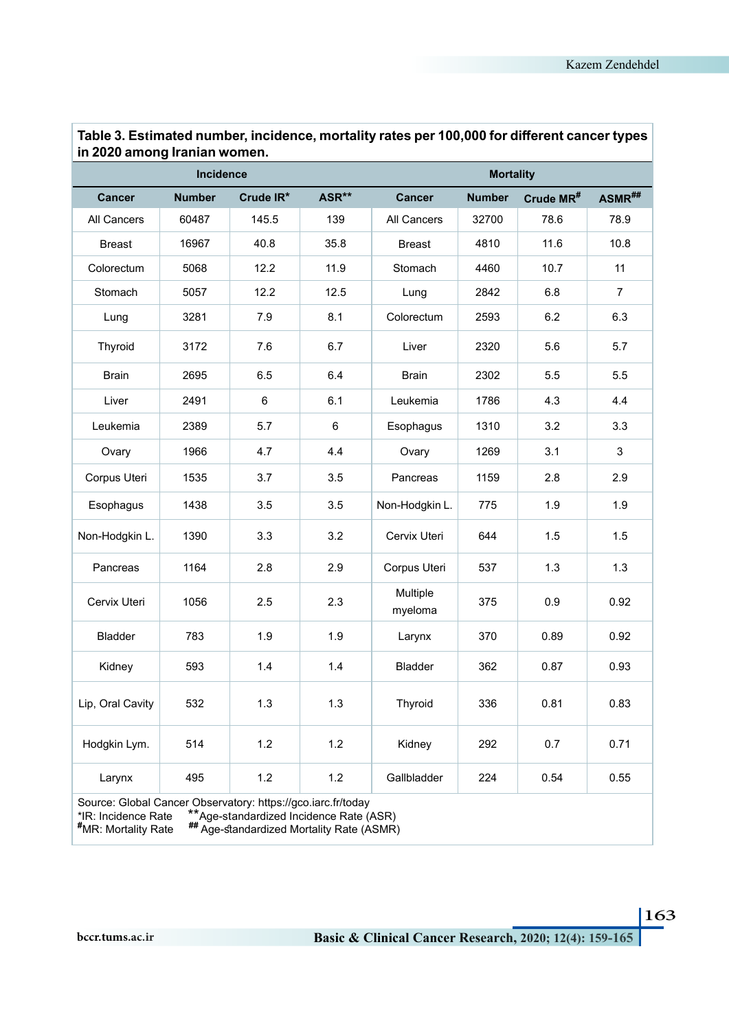**Table 3. Estimated number, incidence, mortality rates per 100,000 for different cancer types in 2020 among Iranian women.**

| Incidence | | | | Mortality | | | |
|---|---|---|---|---|---|---|---|
| Cancer | Number | Crude IR* | ASR** | Cancer | Number | Crude MR# | ASMR## |
| All Cancers | 60487 | 145.5 | 139 | All Cancers | 32700 | 78.6 | 78.9 |
| Breast | 16967 | 40.8 | 35.8 | Breast | 4810 | 11.6 | 10.8 |
| Colorectum | 5068 | 12.2 | 11.9 | Stomach | 4460 | 10.7 | 11 |
| Stomach | 5057 | 12.2 | 12.5 | Lung | 2842 | 6.8 | 7 |
| Lung | 3281 | 7.9 | 8.1 | Colorectum | 2593 | 6.2 | 6.3 |
| Thyroid | 3172 | 7.6 | 6.7 | Liver | 2320 | 5.6 | 5.7 |
| Brain | 2695 | 6.5 | 6.4 | Brain | 2302 | 5.5 | 5.5 |
| Liver | 2491 | 6 | 6.1 | Leukemia | 1786 | 4.3 | 4.4 |
| Leukemia | 2389 | 5.7 | 6 | Esophagus | 1310 | 3.2 | 3.3 |
| Ovary | 1966 | 4.7 | 4.4 | Ovary | 1269 | 3.1 | 3 |
| Corpus Uteri | 1535 | 3.7 | 3.5 | Pancreas | 1159 | 2.8 | 2.9 |
| Esophagus | 1438 | 3.5 | 3.5 | Non-Hodgkin L. | 775 | 1.9 | 1.9 |
| Non-Hodgkin L. | 1390 | 3.3 | 3.2 | Cervix Uteri | 644 | 1.5 | 1.5 |
| Pancreas | 1164 | 2.8 | 2.9 | Corpus Uteri | 537 | 1.3 | 1.3 |
| Cervix Uteri | 1056 | 2.5 | 2.3 | Multiple myeloma | 375 | 0.9 | 0.92 |
| Bladder | 783 | 1.9 | 1.9 | Larynx | 370 | 0.89 | 0.92 |
| Kidney | 593 | 1.4 | 1.4 | Bladder | 362 | 0.87 | 0.93 |
| Lip, Oral Cavity | 532 | 1.3 | 1.3 | Thyroid | 336 | 0.81 | 0.83 |
| Hodgkin Lym. | 514 | 1.2 | 1.2 | Kidney | 292 | 0.7 | 0.71 |
| Larynx | 495 | 1.2 | 1.2 | Gallbladder | 224 | 0.54 | 0.55 |

Source: Global Cancer Observatory: https://gco.iarc.fr/today
*IR: Incidence Rate **Age-standardized Incidence Rate (ASR)
#MR: Mortality Rate ## Age-standardized Mortality Rate (ASMR)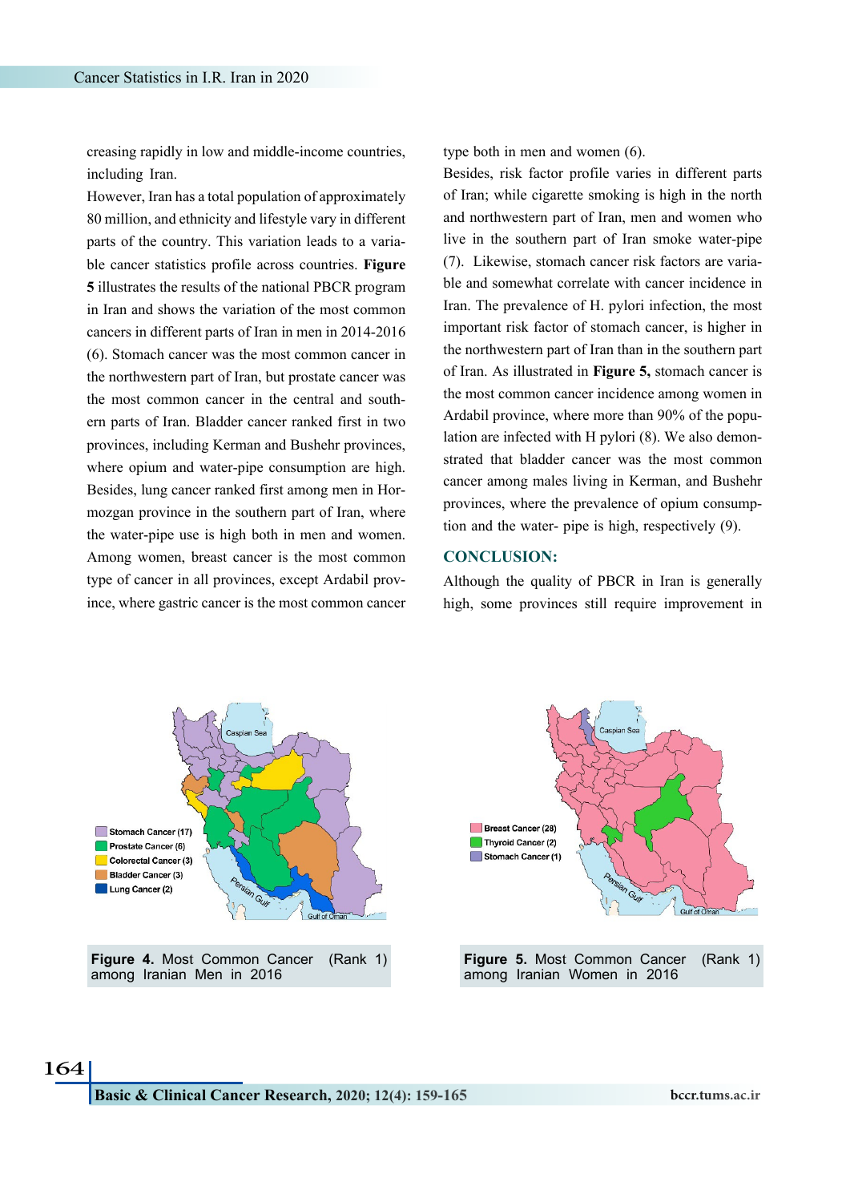creasing rapidly in low and middle-income countries, including Iran.

However, Iran has a total population of approximately 80 million, and ethnicity and lifestyle vary in different parts of the country. This variation leads to a variable cancer statistics profile across countries. **Figure 5** illustrates the results of the national PBCR program in Iran and shows the variation of the most common cancers in different parts of Iran in men in 2014-2016 (6). Stomach cancer was the most common cancer in the northwestern part of Iran, but prostate cancer was the most common cancer in the central and southern parts of Iran. Bladder cancer ranked first in two provinces, including Kerman and Bushehr provinces, where opium and water-pipe consumption are high. Besides, lung cancer ranked first among men in Hormozgan province in the southern part of Iran, where the water-pipe use is high both in men and women. Among women, breast cancer is the most common type of cancer in all provinces, except Ardabil province, where gastric cancer is the most common cancer type both in men and women (6).

Besides, risk factor profile varies in different parts of Iran; while cigarette smoking is high in the north and northwestern part of Iran, men and women who live in the southern part of Iran smoke water-pipe (7). Likewise, stomach cancer risk factors are variable and somewhat correlate with cancer incidence in Iran. The prevalence of H. pylori infection, the most important risk factor of stomach cancer, is higher in the northwestern part of Iran than in the southern part of Iran. As illustrated in **Figure 5,** stomach cancer is the most common cancer incidence among women in Ardabil province, where more than 90% of the population are infected with H pylori (8). We also demonstrated that bladder cancer was the most common cancer among males living in Kerman, and Bushehr provinces, where the prevalence of opium consumption and the water- pipe is high, respectively (9).

## CONCLUSION:

Although the quality of PBCR in Iran is generally high, some provinces still require improvement in

**Figure 4.** Most Common Cancer (Rank 1) among Iranian Men in 2016

**Figure 5.** Most Common Cancer (Rank 1) among Iranian Women in 2016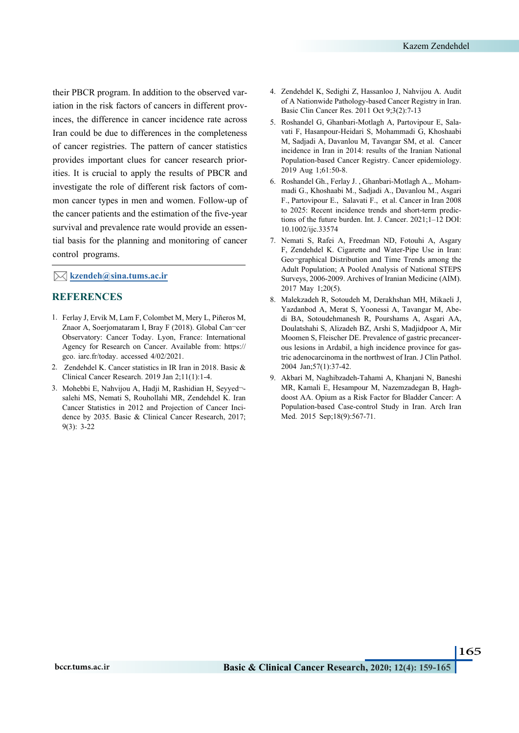their PBCR program. In addition to the observed variation in the risk factors of cancers in different provinces, the difference in cancer incidence rate across Iran could be due to differences in the completeness of cancer registries. The pattern of cancer statistics provides important clues for cancer research priorities. It is crucial to apply the results of PBCR and investigate the role of different risk factors of common cancer types in men and women. Follow-up of the cancer patients and the estimation of the five-year survival and prevalence rate would provide an essential basis for the planning and monitoring of cancer control programs.

✉ kzendeh@sina.tums.ac.ir

## REFERENCES

1. Ferlay J, Ervik M, Lam F, Colombet M, Mery L, Piñeros M, Znaor A, Soerjomataram I, Bray F (2018). Global Can¬cer Observatory: Cancer Today. Lyon, France: International Agency for Research on Cancer. Available from: https://gco. iarc.fr/today. accessed 4/02/2021.
2. Zendehdel K. Cancer statistics in IR Iran in 2018. Basic & Clinical Cancer Research. 2019 Jan 2;11(1):1-4.
3. Mohebbi E, Nahvijou A, Hadji M, Rashidian H, Seyyed¬salehi MS, Nemati S, Rouhollahi MR, Zendehdel K. Iran Cancer Statistics in 2012 and Projection of Cancer Incidence by 2035. Basic & Clinical Cancer Research, 2017; 9(3): 3-22
4. Zendehdel K, Sedighi Z, Hassanloo J, Nahvijou A. Audit of A Nationwide Pathology-based Cancer Registry in Iran. Basic Clin Cancer Res. 2011 Oct 9;3(2):7-13
5. Roshandel G, Ghanbari-Motlagh A, Partovipour E, Salavati F, Hasanpour-Heidari S, Mohammadi G, Khoshaabi M, Sadjadi A, Davanlou M, Tavangar SM, et al. Cancer incidence in Iran in 2014: results of the Iranian National Population-based Cancer Registry. Cancer epidemiology. 2019 Aug 1;61:50-8.
6. Roshandel Gh., Ferlay J. , Ghanbari-Motlagh A.,. Mohammadi G., Khoshaabi M., Sadjadi A., Davanlou M., Asgari F., Partovipour E., Salavati F., et al. Cancer in Iran 2008 to 2025: Recent incidence trends and short-term predictions of the future burden. Int. J. Cancer. 2021;1–12 DOI: 10.1002/ijc.33574
7. Nemati S, Rafei A, Freedman ND, Fotouhi A, Asgary F, Zendehdel K. Cigarette and Water-Pipe Use in Iran: Geo¬graphical Distribution and Time Trends among the Adult Population; A Pooled Analysis of National STEPS Surveys, 2006-2009. Archives of Iranian Medicine (AIM). 2017 May 1;20(5).
8. Malekzadeh R, Sotoudeh M, Derakhshan MH, Mikaeli J, Yazdanbod A, Merat S, Yoonessi A, Tavangar M, Abedi BA, Sotoudehmanesh R, Pourshams A, Asgari AA, Doulatshahi S, Alizadeh BZ, Arshi S, Madjidpoor A, Mir Moomen S, Fleischer DE. Prevalence of gastric precancerous lesions in Ardabil, a high incidence province for gastric adenocarcinoma in the northwest of Iran. J Clin Pathol. 2004 Jan;57(1):37-42.
9. Akbari M, Naghibzadeh-Tahami A, Khanjani N, Baneshi MR, Kamali E, Hesampour M, Nazemzadegan B, Haghdoost AA. Opium as a Risk Factor for Bladder Cancer: A Population-based Case-control Study in Iran. Arch Iran Med. 2015 Sep;18(9):567-71.